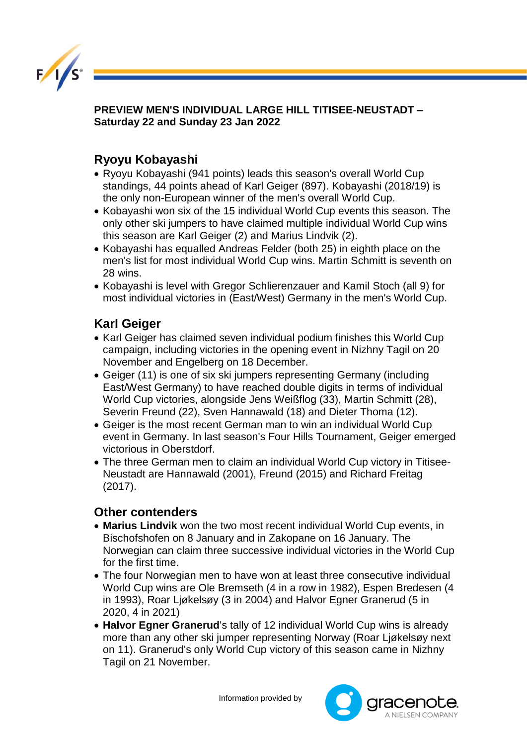**PREVIEW MEN'S INDIVIDUAL LARGE HILL TITISEE-NEUSTADT – Saturday 22 and Sunday 23 Jan 2022**

## Ryoyu Kobayashi

- Ryoyu Kobayashi (941 points) leads this season's overall World Cup standings, 44 points ahead of Karl Geiger (897). Kobayashi (2018/19) is the only non-European winner of the men's overall World Cup.
- Kobayashi won six of the 15 individual World Cup events this season. The only other ski jumpers to have claimed multiple individual World Cup wins this season are Karl Geiger (2) and Marius Lindvik (2).
- Kobayashi has equalled Andreas Felder (both 25) in eighth place on the men's list for most individual World Cup wins. Martin Schmitt is seventh on 28 wins.
- Kobayashi is level with Gregor Schlierenzauer and Kamil Stoch (all 9) for most individual victories in (East/West) Germany in the men's World Cup.

## Karl Geiger

- Karl Geiger has claimed seven individual podium finishes this World Cup campaign, including victories in the opening event in Nizhny Tagil on 20 November and Engelberg on 18 December.
- Geiger (11) is one of six ski jumpers representing Germany (including East/West Germany) to have reached double digits in terms of individual World Cup victories, alongside Jens Weißflog (33), Martin Schmitt (28), Severin Freund (22), Sven Hannawald (18) and Dieter Thoma (12).
- Geiger is the most recent German man to win an individual World Cup event in Germany. In last season's Four Hills Tournament, Geiger emerged victorious in Oberstdorf.
- The three German men to claim an individual World Cup victory in Titisee-Neustadt are Hannawald (2001), Freund (2015) and Richard Freitag (2017).

## Other contenders

- **Marius Lindvik** won the two most recent individual World Cup events, in Bischofshofen on 8 January and in Zakopane on 16 January. The Norwegian can claim three successive individual victories in the World Cup for the first time.
- The four Norwegian men to have won at least three consecutive individual World Cup wins are Ole Bremseth (4 in a row in 1982), Espen Bredesen (4 in 1993), Roar Ljøkelsøy (3 in 2004) and Halvor Egner Granerud (5 in 2020, 4 in 2021)
- **Halvor Egner Granerud**'s tally of 12 individual World Cup wins is already more than any other ski jumper representing Norway (Roar Ljøkelsøy next on 11). Granerud's only World Cup victory of this season came in Nizhny Tagil on 21 November.

Information provided by gracenote. A NIELSEN COMPANY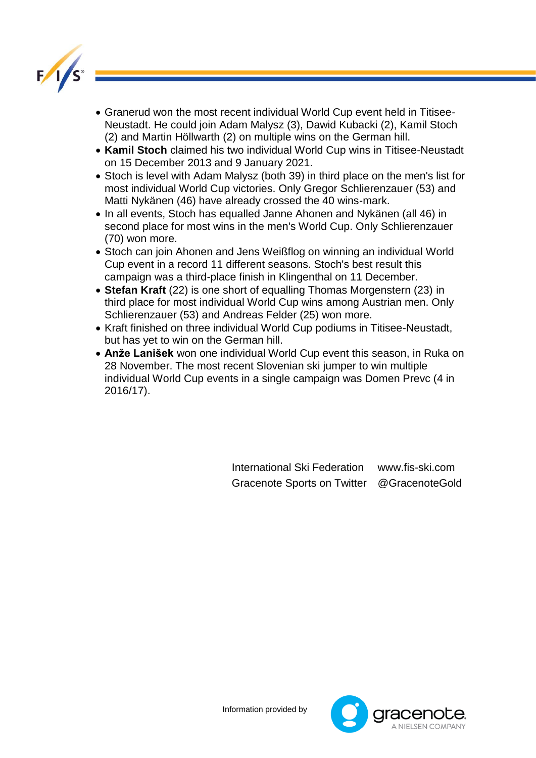- Granerud won the most recent individual World Cup event held in Titisee-Neustadt. He could join Adam Malysz (3), Dawid Kubacki (2), Kamil Stoch (2) and Martin Höllwarth (2) on multiple wins on the German hill.
- **Kamil Stoch** claimed his two individual World Cup wins in Titisee-Neustadt on 15 December 2013 and 9 January 2021.
- Stoch is level with Adam Malysz (both 39) in third place on the men's list for most individual World Cup victories. Only Gregor Schlierenzauer (53) and Matti Nykänen (46) have already crossed the 40 wins-mark.
- In all events, Stoch has equalled Janne Ahonen and Nykänen (all 46) in second place for most wins in the men's World Cup. Only Schlierenzauer (70) won more.
- Stoch can join Ahonen and Jens Weißflog on winning an individual World Cup event in a record 11 different seasons. Stoch's best result this campaign was a third-place finish in Klingenthal on 11 December.
- **Stefan Kraft** (22) is one short of equalling Thomas Morgenstern (23) in third place for most individual World Cup wins among Austrian men. Only Schlierenzauer (53) and Andreas Felder (25) won more.
- Kraft finished on three individual World Cup podiums in Titisee-Neustadt, but has yet to win on the German hill.
- **Anže Lanišek** won one individual World Cup event this season, in Ruka on 28 November. The most recent Slovenian ski jumper to win multiple individual World Cup events in a single campaign was Domen Prevc (4 in 2016/17).

International Ski Federation www.fis-ski.com
Gracenote Sports on Twitter @GracenoteGold

Information provided by gracenote. A NIELSEN COMPANY